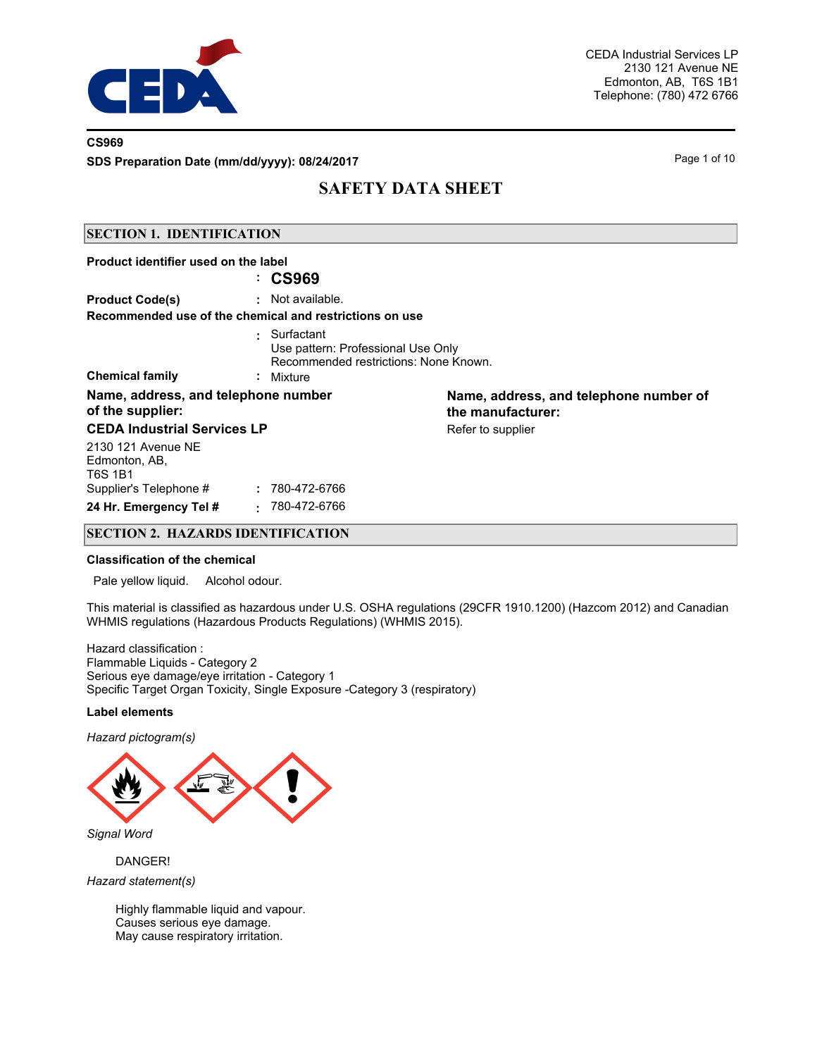CEDA Industrial Services LP
2130 121 Avenue NE
Edmonton, AB, T6S 1B1
Telephone: (780) 472 6766

**CS969**

**SDS Preparation Date (mm/dd/yyyy): 08/24/2017**

# SAFETY DATA SHEET

## SECTION 1. IDENTIFICATION

**Product identifier used on the label** : **CS969**

**Product Code(s)** : Not available.

**Recommended use of the chemical and restrictions on use** : Surfactant
Use pattern: Professional Use Only
Recommended restrictions: None Known.

**Chemical family** : Mixture

**Name, address, and telephone number of the supplier:**

**CEDA Industrial Services LP**

2130 121 Avenue NE
Edmonton, AB,
T6S 1B1

Supplier's Telephone # : 780-472-6766

**24 Hr. Emergency Tel #** : 780-472-6766

**Name, address, and telephone number of the manufacturer:**

Refer to supplier

## SECTION 2. HAZARDS IDENTIFICATION

**Classification of the chemical**

Pale yellow liquid. Alcohol odour.

This material is classified as hazardous under U.S. OSHA regulations (29CFR 1910.1200) (Hazcom 2012) and Canadian WHMIS regulations (Hazardous Products Regulations) (WHMIS 2015).

Hazard classification :
Flammable Liquids - Category 2
Serious eye damage/eye irritation - Category 1
Specific Target Organ Toxicity, Single Exposure -Category 3 (respiratory)

**Label elements**

*Hazard pictogram(s)*

*Signal Word*

DANGER!

*Hazard statement(s)*

Highly flammable liquid and vapour.
Causes serious eye damage.
May cause respiratory irritation.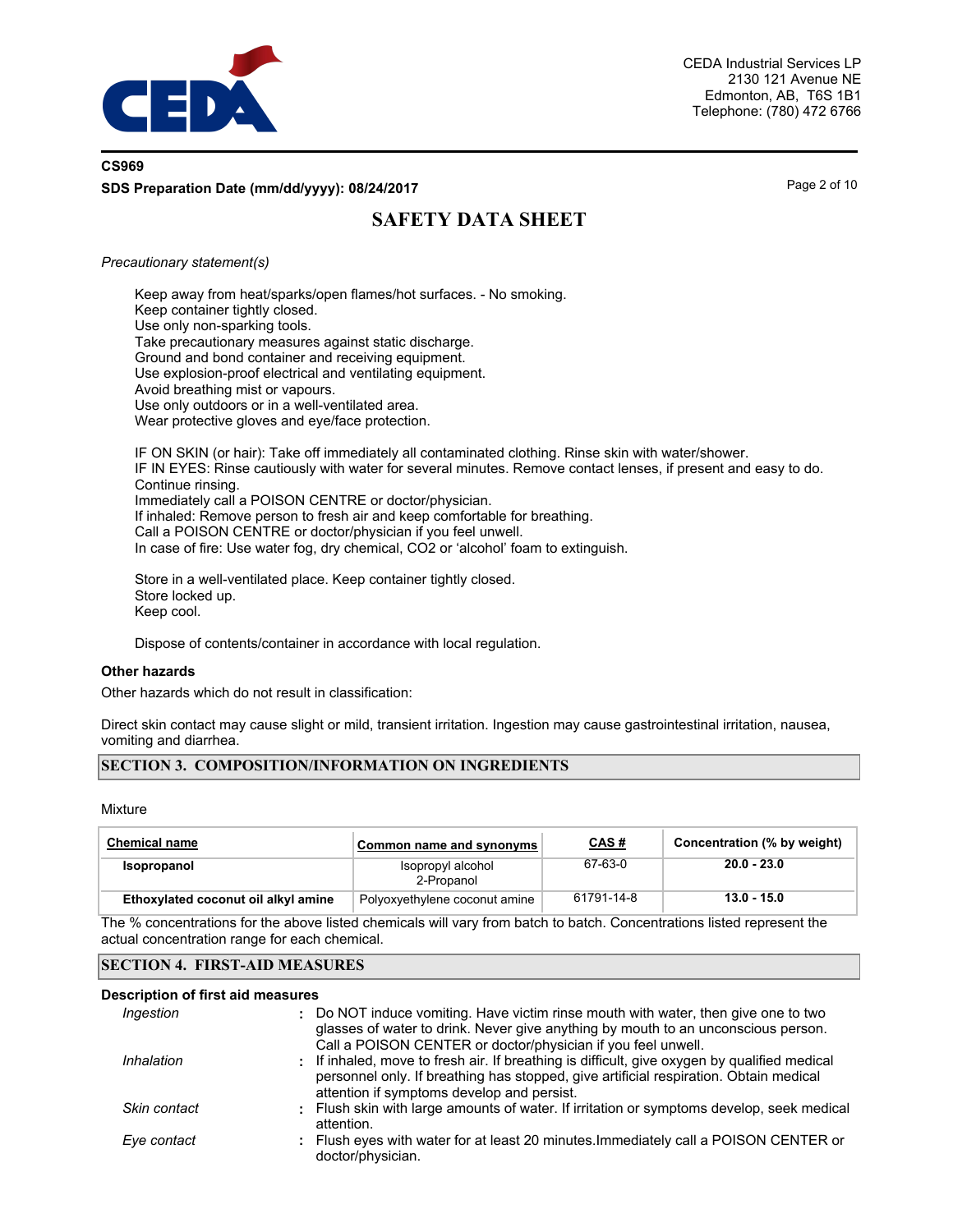*Precautionary statement(s)*

Keep away from heat/sparks/open flames/hot surfaces. - No smoking.
Keep container tightly closed.
Use only non-sparking tools.
Take precautionary measures against static discharge.
Ground and bond container and receiving equipment.
Use explosion-proof electrical and ventilating equipment.
Avoid breathing mist or vapours.
Use only outdoors or in a well-ventilated area.
Wear protective gloves and eye/face protection.

IF ON SKIN (or hair): Take off immediately all contaminated clothing. Rinse skin with water/shower.
IF IN EYES: Rinse cautiously with water for several minutes. Remove contact lenses, if present and easy to do. Continue rinsing.
Immediately call a POISON CENTRE or doctor/physician.
If inhaled: Remove person to fresh air and keep comfortable for breathing.
Call a POISON CENTRE or doctor/physician if you feel unwell.
In case of fire: Use water fog, dry chemical, CO2 or 'alcohol' foam to extinguish.

Store in a well-ventilated place. Keep container tightly closed.
Store locked up.
Keep cool.

Dispose of contents/container in accordance with local regulation.

### Other hazards

Other hazards which do not result in classification:

Direct skin contact may cause slight or mild, transient irritation. Ingestion may cause gastrointestinal irritation, nausea, vomiting and diarrhea.

## SECTION 3. COMPOSITION/INFORMATION ON INGREDIENTS

Mixture

| Chemical name | Common name and synonyms | CAS # | Concentration (% by weight) |
|---|---|---|---|
| **Isopropanol** | Isopropyl alcohol<br>2-Propanol | 67-63-0 | **20.0 - 23.0** |
| **Ethoxylated coconut oil alkyl amine** | Polyoxyethylene coconut amine | 61791-14-8 | **13.0 - 15.0** |

The % concentrations for the above listed chemicals will vary from batch to batch. Concentrations listed represent the actual concentration range for each chemical.

## SECTION 4. FIRST-AID MEASURES

### Description of first aid measures

*Ingestion* : Do NOT induce vomiting. Have victim rinse mouth with water, then give one to two glasses of water to drink. Never give anything by mouth to an unconscious person. Call a POISON CENTER or doctor/physician if you feel unwell.

*Inhalation* : If inhaled, move to fresh air. If breathing is difficult, give oxygen by qualified medical personnel only. If breathing has stopped, give artificial respiration. Obtain medical attention if symptoms develop and persist.

*Skin contact* : Flush skin with large amounts of water. If irritation or symptoms develop, seek medical attention.

*Eye contact* : Flush eyes with water for at least 20 minutes.Immediately call a POISON CENTER or doctor/physician.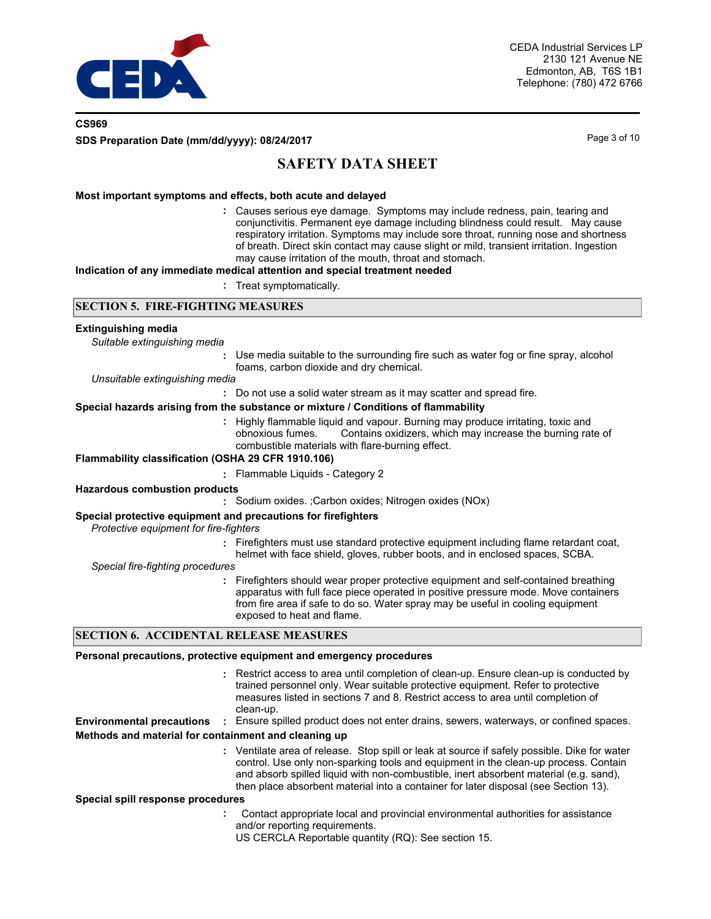**Most important symptoms and effects, both acute and delayed**

: Causes serious eye damage. Symptoms may include redness, pain, tearing and conjunctivitis. Permanent eye damage including blindness could result. May cause respiratory irritation. Symptoms may include sore throat, running nose and shortness of breath. Direct skin contact may cause slight or mild, transient irritation. Ingestion may cause irritation of the mouth, throat and stomach.

**Indication of any immediate medical attention and special treatment needed**

: Treat symptomatically.

## SECTION 5. FIRE-FIGHTING MEASURES

**Extinguishing media**

*Suitable extinguishing media*

: Use media suitable to the surrounding fire such as water fog or fine spray, alcohol foams, carbon dioxide and dry chemical.

*Unsuitable extinguishing media*

: Do not use a solid water stream as it may scatter and spread fire.

**Special hazards arising from the substance or mixture / Conditions of flammability**

: Highly flammable liquid and vapour. Burning may produce irritating, toxic and obnoxious fumes. Contains oxidizers, which may increase the burning rate of combustible materials with flare-burning effect.

**Flammability classification (OSHA 29 CFR 1910.106)**

: Flammable Liquids - Category 2

**Hazardous combustion products**

: Sodium oxides. ;Carbon oxides; Nitrogen oxides (NOx)

**Special protective equipment and precautions for firefighters**

*Protective equipment for fire-fighters*

: Firefighters must use standard protective equipment including flame retardant coat, helmet with face shield, gloves, rubber boots, and in enclosed spaces, SCBA.

*Special fire-fighting procedures*

: Firefighters should wear proper protective equipment and self-contained breathing apparatus with full face piece operated in positive pressure mode. Move containers from fire area if safe to do so. Water spray may be useful in cooling equipment exposed to heat and flame.

## SECTION 6. ACCIDENTAL RELEASE MEASURES

**Personal precautions, protective equipment and emergency procedures**

: Restrict access to area until completion of clean-up. Ensure clean-up is conducted by trained personnel only. Wear suitable protective equipment. Refer to protective measures listed in sections 7 and 8. Restrict access to area until completion of clean-up.

**Environmental precautions** : Ensure spilled product does not enter drains, sewers, waterways, or confined spaces.

**Methods and material for containment and cleaning up**

: Ventilate area of release. Stop spill or leak at source if safely possible. Dike for water control. Use only non-sparking tools and equipment in the clean-up process. Contain and absorb spilled liquid with non-combustible, inert absorbent material (e.g. sand), then place absorbent material into a container for later disposal (see Section 13).

**Special spill response procedures**

: Contact appropriate local and provincial environmental authorities for assistance and/or reporting requirements.
US CERCLA Reportable quantity (RQ): See section 15.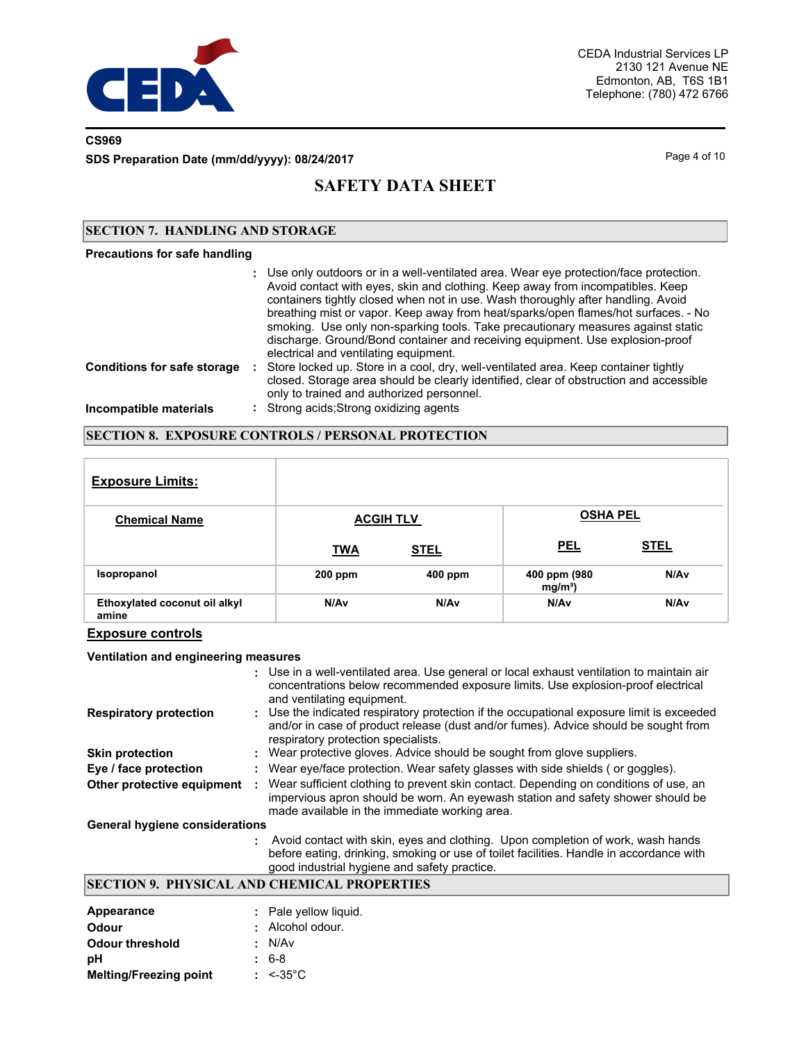CS969

**SDS Preparation Date (mm/dd/yyyy): 08/24/2017**

# SAFETY DATA SHEET

## SECTION 7. HANDLING AND STORAGE

**Precautions for safe handling**

: Use only outdoors or in a well-ventilated area. Wear eye protection/face protection. Avoid contact with eyes, skin and clothing. Keep away from incompatibles. Keep containers tightly closed when not in use. Wash thoroughly after handling. Avoid breathing mist or vapor. Keep away from heat/sparks/open flames/hot surfaces. - No smoking. Use only non-sparking tools. Take precautionary measures against static discharge. Ground/Bond container and receiving equipment. Use explosion-proof electrical and ventilating equipment.

**Conditions for safe storage** : Store locked up. Store in a cool, dry, well-ventilated area. Keep container tightly closed. Storage area should be clearly identified, clear of obstruction and accessible only to trained and authorized personnel.

**Incompatible materials** : Strong acids;Strong oxidizing agents

## SECTION 8. EXPOSURE CONTROLS / PERSONAL PROTECTION

**Exposure Limits:**

| Chemical Name | ACGIH TLV | | OSHA PEL | |
|---|---|---|---|---|
| | TWA | STEL | PEL | STEL |
| Isopropanol | 200 ppm | 400 ppm | 400 ppm (980 mg/m³) | N/Av |
| Ethoxylated coconut oil alkyl amine | N/Av | N/Av | N/Av | N/Av |

**Exposure controls**

**Ventilation and engineering measures**

: Use in a well-ventilated area. Use general or local exhaust ventilation to maintain air concentrations below recommended exposure limits. Use explosion-proof electrical and ventilating equipment.

**Respiratory protection** : Use the indicated respiratory protection if the occupational exposure limit is exceeded and/or in case of product release (dust and/or fumes). Advice should be sought from respiratory protection specialists.

**Skin protection** : Wear protective gloves. Advice should be sought from glove suppliers.

**Eye / face protection** : Wear eye/face protection. Wear safety glasses with side shields ( or goggles).

**Other protective equipment** : Wear sufficient clothing to prevent skin contact. Depending on conditions of use, an impervious apron should be worn. An eyewash station and safety shower should be made available in the immediate working area.

**General hygiene considerations**

: Avoid contact with skin, eyes and clothing. Upon completion of work, wash hands before eating, drinking, smoking or use of toilet facilities. Handle in accordance with good industrial hygiene and safety practice.

## SECTION 9. PHYSICAL AND CHEMICAL PROPERTIES

**Appearance** : Pale yellow liquid.

**Odour** : Alcohol odour.

**Odour threshold** : N/Av

**pH** : 6-8

**Melting/Freezing point** : <-35°C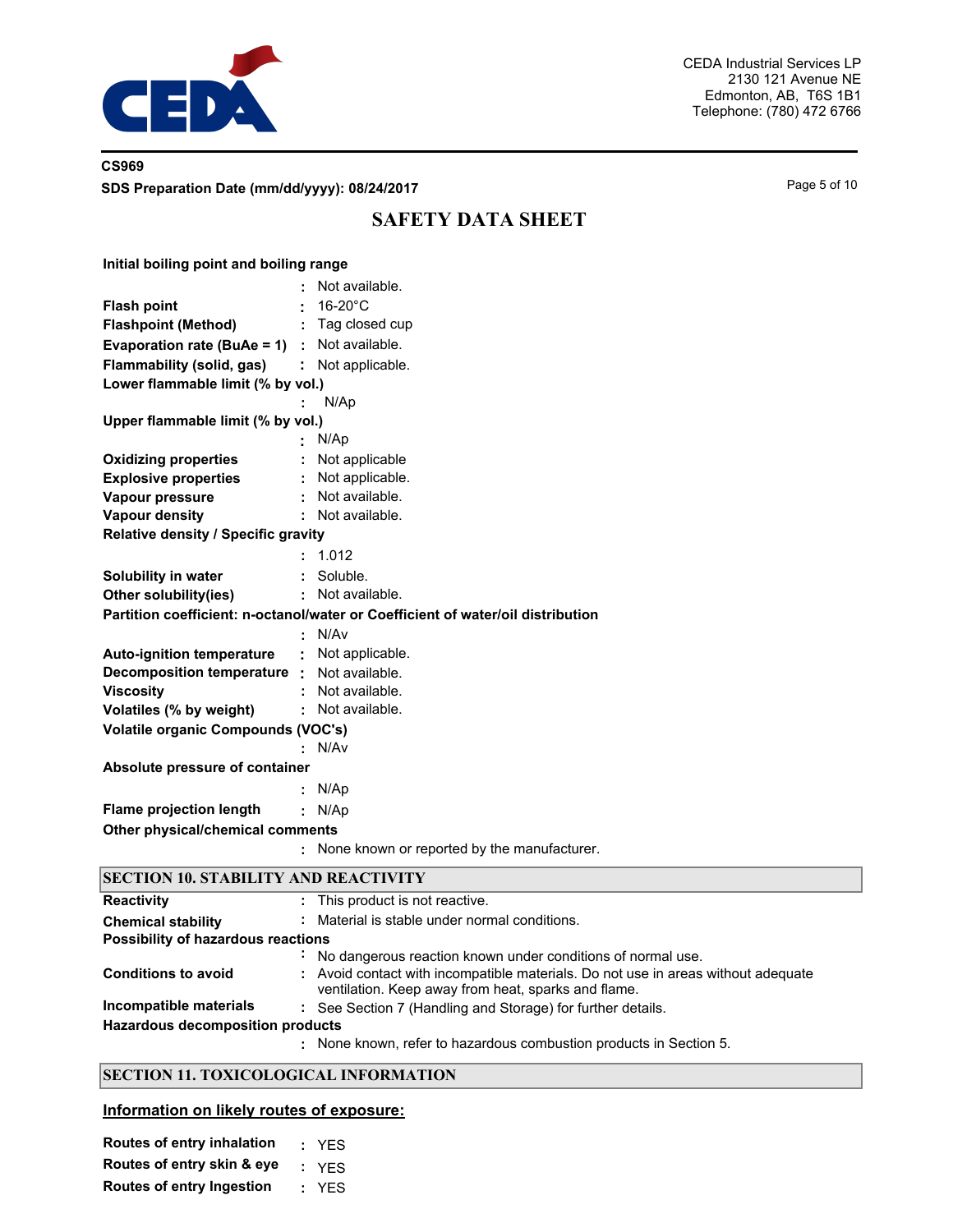| | | |
|---|---|---|
| **Initial boiling point and boiling range** | : | Not available. |
| **Flash point** | : | 16-20°C |
| **Flashpoint (Method)** | : | Tag closed cup |
| **Evaporation rate (BuAe = 1)** | : | Not available. |
| **Flammability (solid, gas)** | : | Not applicable. |
| **Lower flammable limit (% by vol.)** | : | N/Ap |
| **Upper flammable limit (% by vol.)** | : | N/Ap |
| **Oxidizing properties** | : | Not applicable |
| **Explosive properties** | : | Not applicable. |
| **Vapour pressure** | : | Not available. |
| **Vapour density** | : | Not available. |
| **Relative density / Specific gravity** | : | 1.012 |
| **Solubility in water** | : | Soluble. |
| **Other solubility(ies)** | : | Not available. |
| **Partition coefficient: n-octanol/water or Coefficient of water/oil distribution** | : | N/Av |
| **Auto-ignition temperature** | : | Not applicable. |
| **Decomposition temperature** | : | Not available. |
| **Viscosity** | : | Not available. |
| **Volatiles (% by weight)** | : | Not available. |
| **Volatile organic Compounds (VOC's)** | : | N/Av |
| **Absolute pressure of container** | : | N/Ap |
| **Flame projection length** | : | N/Ap |
| **Other physical/chemical comments** | : | None known or reported by the manufacturer. |

## SECTION 10. STABILITY AND REACTIVITY

| | | |
|---|---|---|
| **Reactivity** | : | This product is not reactive. |
| **Chemical stability** | : | Material is stable under normal conditions. |
| **Possibility of hazardous reactions** | : | No dangerous reaction known under conditions of normal use. |
| **Conditions to avoid** | : | Avoid contact with incompatible materials. Do not use in areas without adequate ventilation. Keep away from heat, sparks and flame. |
| **Incompatible materials** | : | See Section 7 (Handling and Storage) for further details. |
| **Hazardous decomposition products** | : | None known, refer to hazardous combustion products in Section 5. |

## SECTION 11. TOXICOLOGICAL INFORMATION

### Information on likely routes of exposure:

| | | |
|---|---|---|
| **Routes of entry inhalation** | : | YES |
| **Routes of entry skin & eye** | : | YES |
| **Routes of entry Ingestion** | : | YES |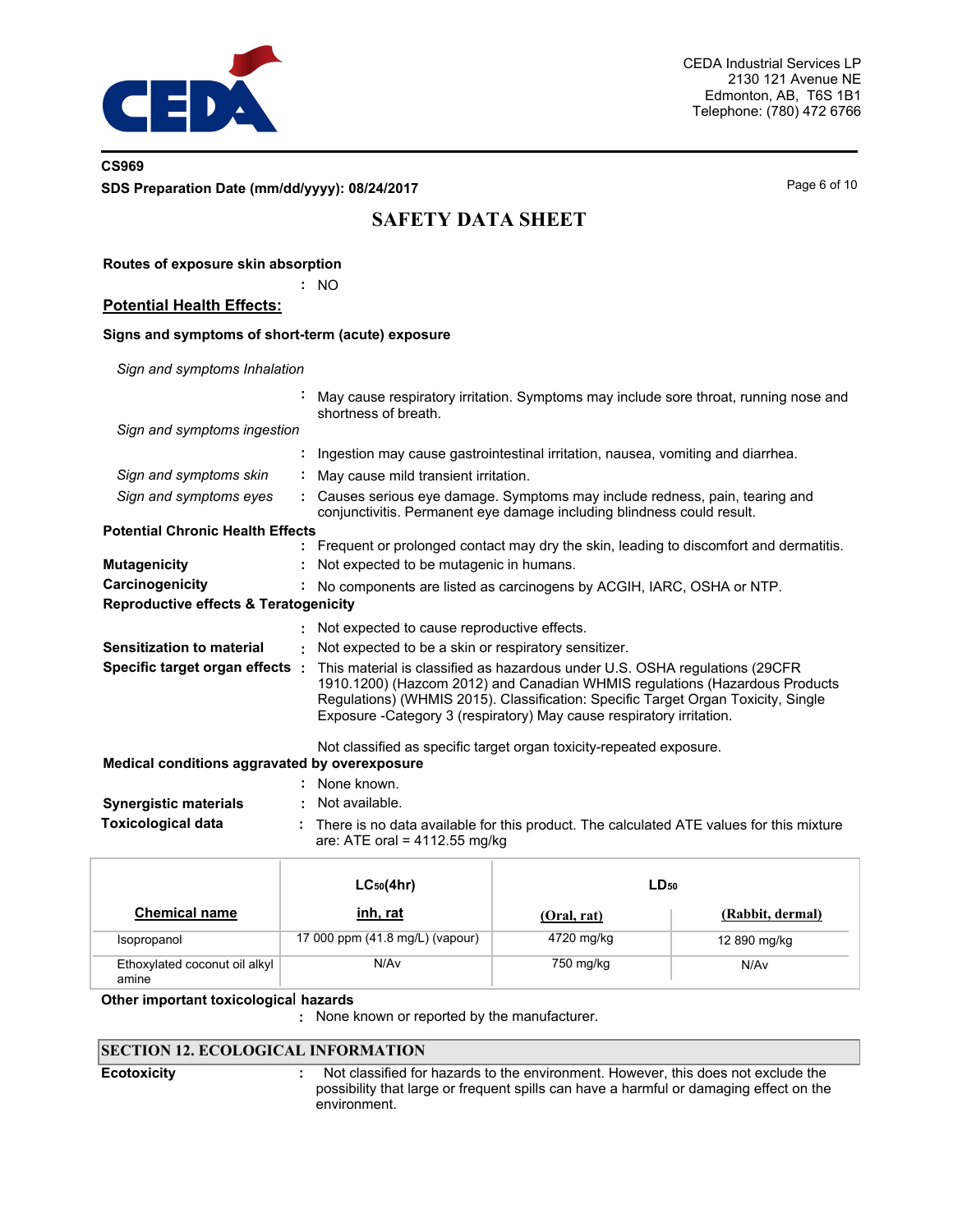**Routes of exposure skin absorption**

: NO

## Potential Health Effects:

**Signs and symptoms of short-term (acute) exposure**

*Sign and symptoms Inhalation*

: May cause respiratory irritation. Symptoms may include sore throat, running nose and shortness of breath.

*Sign and symptoms ingestion*

: Ingestion may cause gastrointestinal irritation, nausea, vomiting and diarrhea.

*Sign and symptoms skin* : May cause mild transient irritation.

*Sign and symptoms eyes* : Causes serious eye damage. Symptoms may include redness, pain, tearing and conjunctivitis. Permanent eye damage including blindness could result.

**Potential Chronic Health Effects**

: Frequent or prolonged contact may dry the skin, leading to discomfort and dermatitis.

**Mutagenicity** : Not expected to be mutagenic in humans.

**Carcinogenicity** : No components are listed as carcinogens by ACGIH, IARC, OSHA or NTP.

**Reproductive effects & Teratogenicity**

: Not expected to cause reproductive effects.

**Sensitization to material** : Not expected to be a skin or respiratory sensitizer.

**Specific target organ effects** : This material is classified as hazardous under U.S. OSHA regulations (29CFR 1910.1200) (Hazcom 2012) and Canadian WHMIS regulations (Hazardous Products Regulations) (WHMIS 2015). Classification: Specific Target Organ Toxicity, Single Exposure -Category 3 (respiratory) May cause respiratory irritation.

Not classified as specific target organ toxicity-repeated exposure.

**Medical conditions aggravated by overexposure**

: None known.

**Synergistic materials** : Not available.

**Toxicological data** : There is no data available for this product. The calculated ATE values for this mixture are: ATE oral = 4112.55 mg/kg

| Chemical name | $LC_{50}$(4hr) inh, rat | $LD_{50}$ (Oral, rat) | $LD_{50}$ (Rabbit, dermal) |
|---|---|---|---|
| Isopropanol | 17 000 ppm (41.8 mg/L) (vapour) | 4720 mg/kg | 12 890 mg/kg |
| Ethoxylated coconut oil alkyl amine | N/Av | 750 mg/kg | N/Av |

**Other important toxicological hazards**

: None known or reported by the manufacturer.

## SECTION 12. ECOLOGICAL INFORMATION

**Ecotoxicity** : Not classified for hazards to the environment. However, this does not exclude the possibility that large or frequent spills can have a harmful or damaging effect on the environment.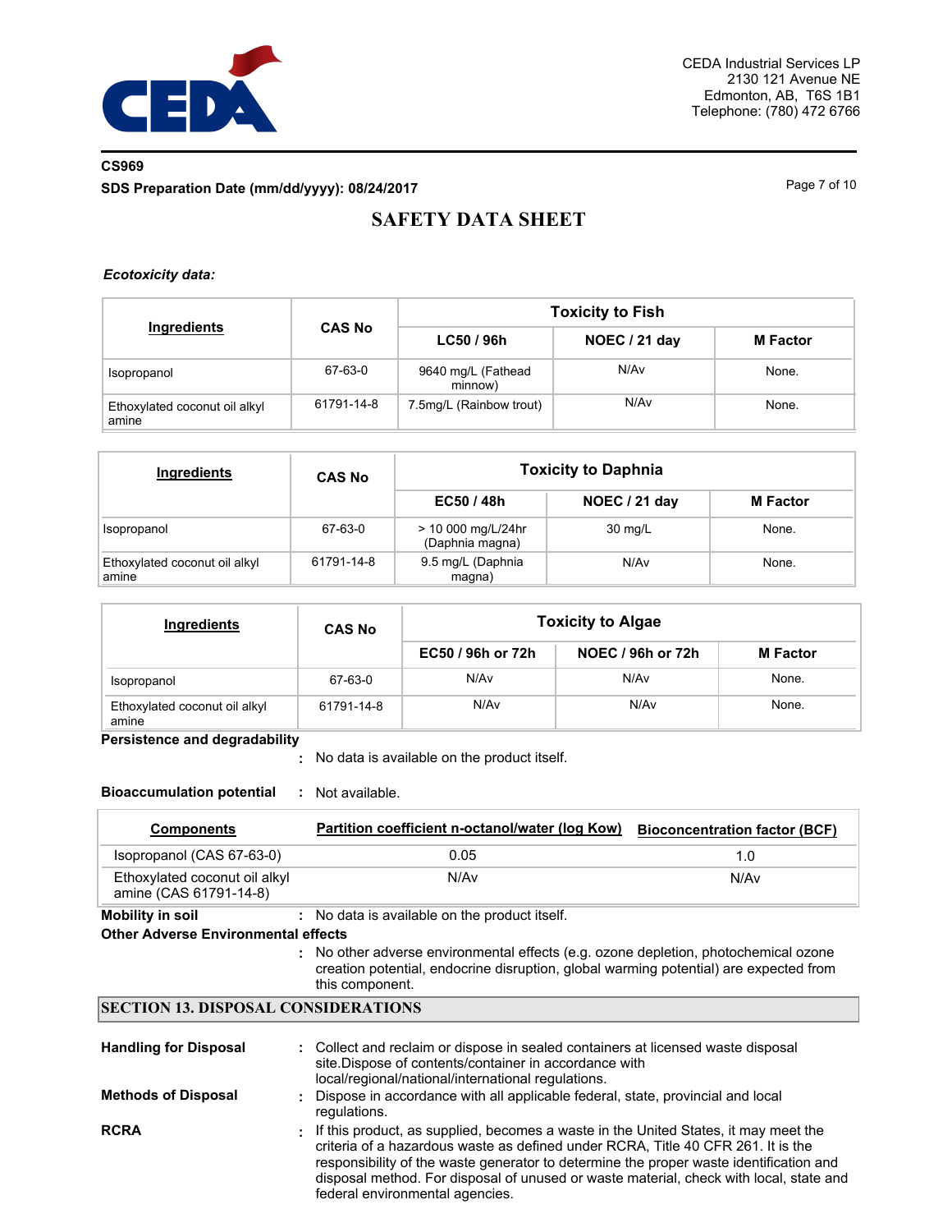## SAFETY DATA SHEET

***Ecotoxicity data:***

| Ingredients | CAS No | Toxicity to Fish | | |
|---|---|---|---|---|
| | | LC50 / 96h | NOEC / 21 day | M Factor |
| Isopropanol | 67-63-0 | 9640 mg/L (Fathead minnow) | N/Av | None. |
| Ethoxylated coconut oil alkyl amine | 61791-14-8 | 7.5mg/L (Rainbow trout) | N/Av | None. |

| Ingredients | CAS No | Toxicity to Daphnia | | |
|---|---|---|---|---|
| | | EC50 / 48h | NOEC / 21 day | M Factor |
| Isopropanol | 67-63-0 | > 10 000 mg/L/24hr (Daphnia magna) | 30 mg/L | None. |
| Ethoxylated coconut oil alkyl amine | 61791-14-8 | 9.5 mg/L (Daphnia magna) | N/Av | None. |

| Ingredients | CAS No | Toxicity to Algae | | |
|---|---|---|---|---|
| | | EC50 / 96h or 72h | NOEC / 96h or 72h | M Factor |
| Isopropanol | 67-63-0 | N/Av | N/Av | None. |
| Ethoxylated coconut oil alkyl amine | 61791-14-8 | N/Av | N/Av | None. |

**Persistence and degradability**
: No data is available on the product itself.

**Bioaccumulation potential** : Not available.

| Components | Partition coefficient n-octanol/water (log Kow) | Bioconcentration factor (BCF) |
|---|---|---|
| Isopropanol (CAS 67-63-0) | 0.05 | 1.0 |
| Ethoxylated coconut oil alkyl amine (CAS 61791-14-8) | N/Av | N/Av |

**Mobility in soil** : No data is available on the product itself.

**Other Adverse Environmental effects**
: No other adverse environmental effects (e.g. ozone depletion, photochemical ozone creation potential, endocrine disruption, global warming potential) are expected from this component.

## SECTION 13. DISPOSAL CONSIDERATIONS

**Handling for Disposal** : Collect and reclaim or dispose in sealed containers at licensed waste disposal site.Dispose of contents/container in accordance with local/regional/national/international regulations.

**Methods of Disposal** : Dispose in accordance with all applicable federal, state, provincial and local regulations.

**RCRA** : If this product, as supplied, becomes a waste in the United States, it may meet the criteria of a hazardous waste as defined under RCRA, Title 40 CFR 261. It is the responsibility of the waste generator to determine the proper waste identification and disposal method. For disposal of unused or waste material, check with local, state and federal environmental agencies.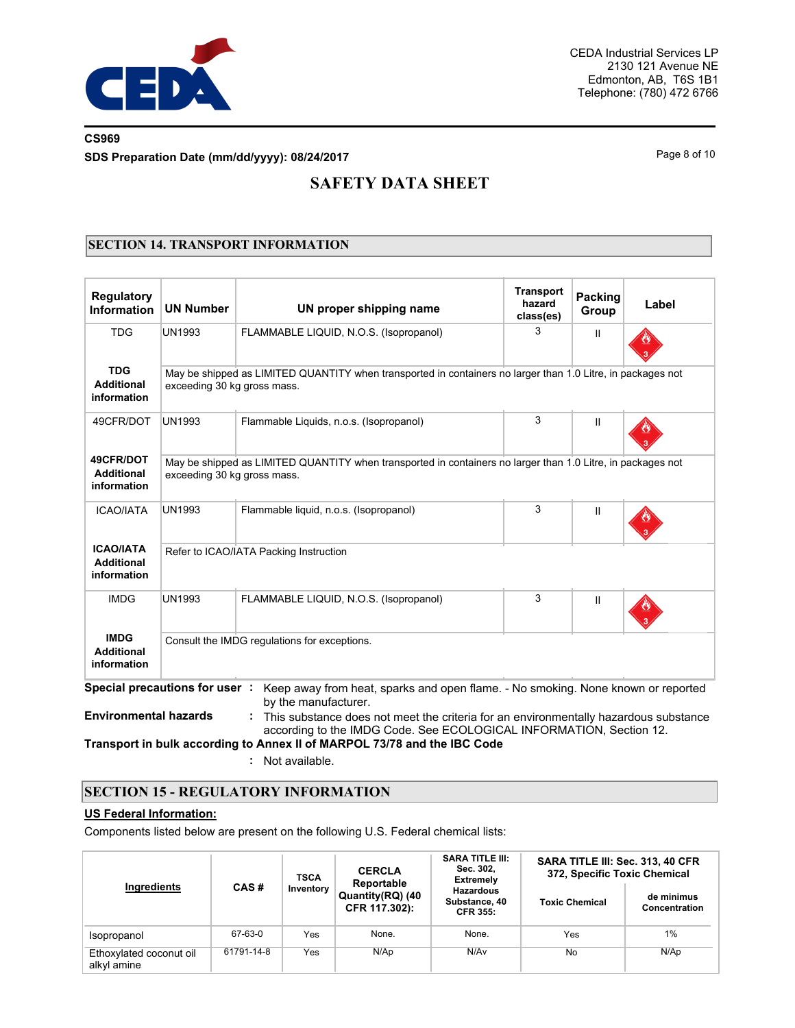CEDA Industrial Services LP
2130 121 Avenue NE
Edmonton, AB, T6S 1B1
Telephone: (780) 472 6766

**CS969**

**SDS Preparation Date (mm/dd/yyyy): 08/24/2017**

# SAFETY DATA SHEET

## SECTION 14. TRANSPORT INFORMATION

| Regulatory Information | UN Number | UN proper shipping name | Transport hazard class(es) | Packing Group | Label |
|---|---|---|---|---|---|
| TDG | UN1993 | FLAMMABLE LIQUID, N.O.S. (Isopropanol) | 3 | II | |
| **TDG Additional information** | May be shipped as LIMITED QUANTITY when transported in containers no larger than 1.0 Litre, in packages not exceeding 30 kg gross mass. | | | | |
| 49CFR/DOT | UN1993 | Flammable Liquids, n.o.s. (Isopropanol) | 3 | II | |
| **49CFR/DOT Additional information** | May be shipped as LIMITED QUANTITY when transported in containers no larger than 1.0 Litre, in packages not exceeding 30 kg gross mass. | | | | |
| ICAO/IATA | UN1993 | Flammable liquid, n.o.s. (Isopropanol) | 3 | II | |
| **ICAO/IATA Additional information** | Refer to ICAO/IATA Packing Instruction | | | | |
| IMDG | UN1993 | FLAMMABLE LIQUID, N.O.S. (Isopropanol) | 3 | II | |
| **IMDG Additional information** | Consult the IMDG regulations for exceptions. | | | | |

**Special precautions for user** : Keep away from heat, sparks and open flame. - No smoking. None known or reported by the manufacturer.

**Environmental hazards** : This substance does not meet the criteria for an environmentally hazardous substance according to the IMDG Code. See ECOLOGICAL INFORMATION, Section 12.

**Transport in bulk according to Annex II of MARPOL 73/78 and the IBC Code**

: Not available.

## SECTION 15 - REGULATORY INFORMATION

**US Federal Information:**

Components listed below are present on the following U.S. Federal chemical lists:

| Ingredients | CAS # | TSCA Inventory | CERCLA Reportable Quantity(RQ) (40 CFR 117.302): | SARA TITLE III: Sec. 302, Extremely Hazardous Substance, 40 CFR 355: | SARA TITLE III: Sec. 313, 40 CFR 372, Specific Toxic Chemical | |
|---|---|---|---|---|---|---|
| | | | | | Toxic Chemical | de minimus Concentration |
| Isopropanol | 67-63-0 | Yes | None. | None. | Yes | 1% |
| Ethoxylated coconut oil alkyl amine | 61791-14-8 | Yes | N/Ap | N/Av | No | N/Ap |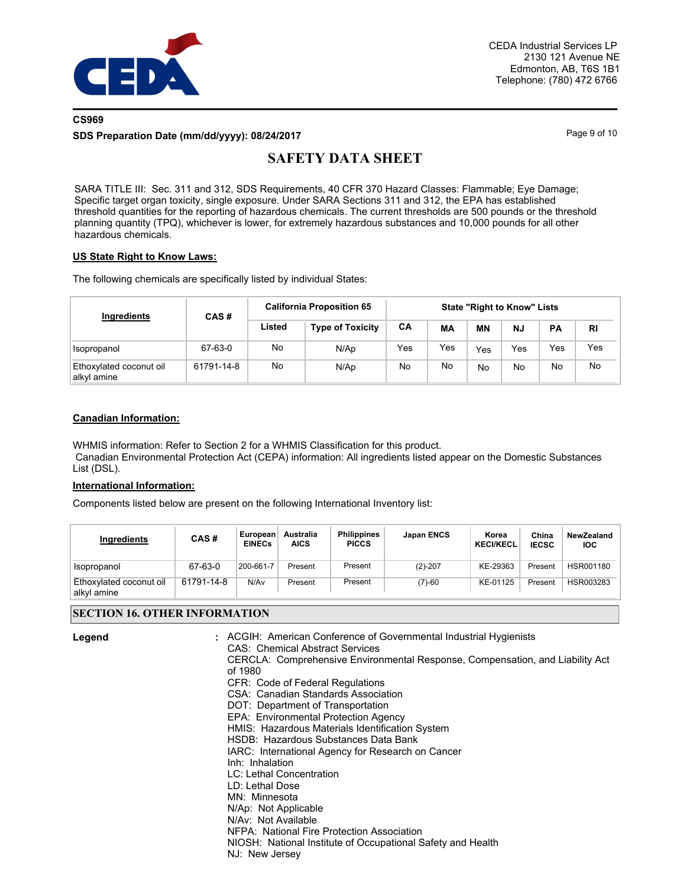SARA TITLE III: Sec. 311 and 312, SDS Requirements, 40 CFR 370 Hazard Classes: Flammable; Eye Damage; Specific target organ toxicity, single exposure. Under SARA Sections 311 and 312, the EPA has established threshold quantities for the reporting of hazardous chemicals. The current thresholds are 500 pounds or the threshold planning quantity (TPQ), whichever is lower, for extremely hazardous substances and 10,000 pounds for all other hazardous chemicals.

**US State Right to Know Laws:**

The following chemicals are specifically listed by individual States:

| Ingredients | CAS # | California Proposition 65 | | State "Right to Know" Lists | | | | | |
|---|---|---|---|---|---|---|---|---|---|
| | | Listed | Type of Toxicity | CA | MA | MN | NJ | PA | RI |
| Isopropanol | 67-63-0 | No | N/Ap | Yes | Yes | Yes | Yes | Yes | Yes |
| Ethoxylated coconut oil alkyl amine | 61791-14-8 | No | N/Ap | No | No | No | No | No | No |

**Canadian Information:**

WHMIS information: Refer to Section 2 for a WHMIS Classification for this product.
Canadian Environmental Protection Act (CEPA) information: All ingredients listed appear on the Domestic Substances List (DSL).

**International Information:**

Components listed below are present on the following International Inventory list:

| Ingredients | CAS # | European EINECs | Australia AICS | Philippines PICCS | Japan ENCS | Korea KECI/KECL | China IECSC | NewZealand IOC |
|---|---|---|---|---|---|---|---|---|
| Isopropanol | 67-63-0 | 200-661-7 | Present | Present | (2)-207 | KE-29363 | Present | HSR001180 |
| Ethoxylated coconut oil alkyl amine | 61791-14-8 | N/Av | Present | Present | (7)-60 | KE-01125 | Present | HSR003283 |

## SECTION 16. OTHER INFORMATION

**Legend** :
ACGIH: American Conference of Governmental Industrial Hygienists
CAS: Chemical Abstract Services
CERCLA: Comprehensive Environmental Response, Compensation, and Liability Act of 1980
CFR: Code of Federal Regulations
CSA: Canadian Standards Association
DOT: Department of Transportation
EPA: Environmental Protection Agency
HMIS: Hazardous Materials Identification System
HSDB: Hazardous Substances Data Bank
IARC: International Agency for Research on Cancer
Inh: Inhalation
LC: Lethal Concentration
LD: Lethal Dose
MN: Minnesota
N/Ap: Not Applicable
N/Av: Not Available
NFPA: National Fire Protection Association
NIOSH: National Institute of Occupational Safety and Health
NJ: New Jersey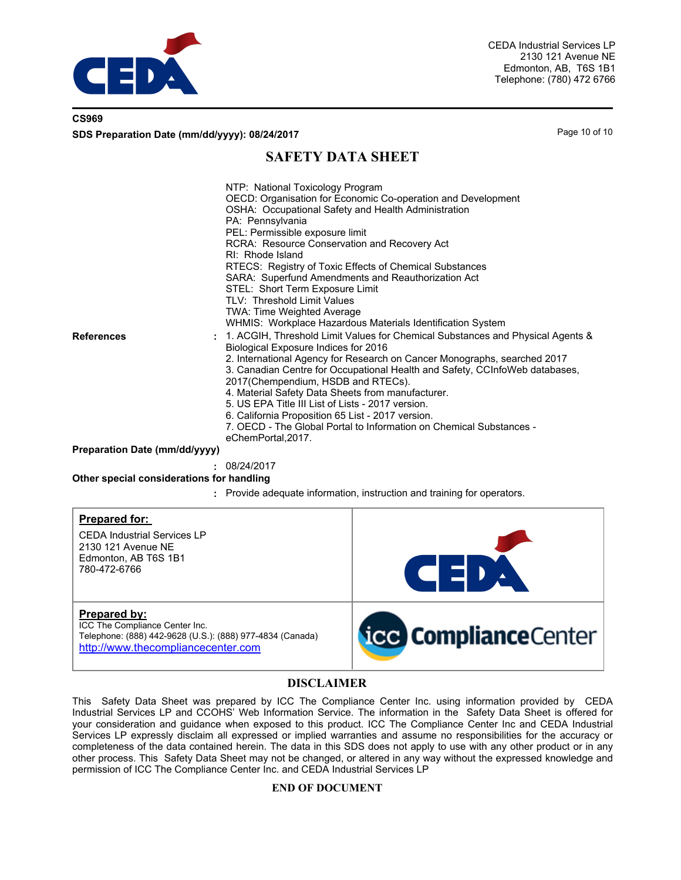CS969

SDS Preparation Date (mm/dd/yyyy): 08/24/2017

# SAFETY DATA SHEET

NTP: National Toxicology Program
OECD: Organisation for Economic Co-operation and Development
OSHA: Occupational Safety and Health Administration
PA: Pennsylvania
PEL: Permissible exposure limit
RCRA: Resource Conservation and Recovery Act
RI: Rhode Island
RTECS: Registry of Toxic Effects of Chemical Substances
SARA: Superfund Amendments and Reauthorization Act
STEL: Short Term Exposure Limit
TLV: Threshold Limit Values
TWA: Time Weighted Average
WHMIS: Workplace Hazardous Materials Identification System

**References** : 1. ACGIH, Threshold Limit Values for Chemical Substances and Physical Agents & Biological Exposure Indices for 2016
2. International Agency for Research on Cancer Monographs, searched 2017
3. Canadian Centre for Occupational Health and Safety, CCInfoWeb databases, 2017(Chempendium, HSDB and RTECs).
4. Material Safety Data Sheets from manufacturer.
5. US EPA Title III List of Lists - 2017 version.
6. California Proposition 65 List - 2017 version.
7. OECD - The Global Portal to Information on Chemical Substances - eChemPortal,2017.

**Preparation Date (mm/dd/yyyy)**

: 08/24/2017

**Other special considerations for handling**

: Provide adequate information, instruction and training for operators.

| | |
|---|---|
| **Prepared for:** CEDA Industrial Services LP, 2130 121 Avenue NE, Edmonton, AB T6S 1B1, 780-472-6766 | CEDA |
| **Prepared by:** ICC The Compliance Center Inc. Telephone: (888) 442-9628 (U.S.): (888) 977-4834 (Canada) http://www.thecompliancecenter.com | icc ComplianceCenter |

## DISCLAIMER

This Safety Data Sheet was prepared by ICC The Compliance Center Inc. using information provided by CEDA Industrial Services LP and CCOHS' Web Information Service. The information in the Safety Data Sheet is offered for your consideration and guidance when exposed to this product. ICC The Compliance Center Inc and CEDA Industrial Services LP expressly disclaim all expressed or implied warranties and assume no responsibilities for the accuracy or completeness of the data contained herein. The data in this SDS does not apply to use with any other product or in any other process. This Safety Data Sheet may not be changed, or altered in any way without the expressed knowledge and permission of ICC The Compliance Center Inc. and CEDA Industrial Services LP

**END OF DOCUMENT**